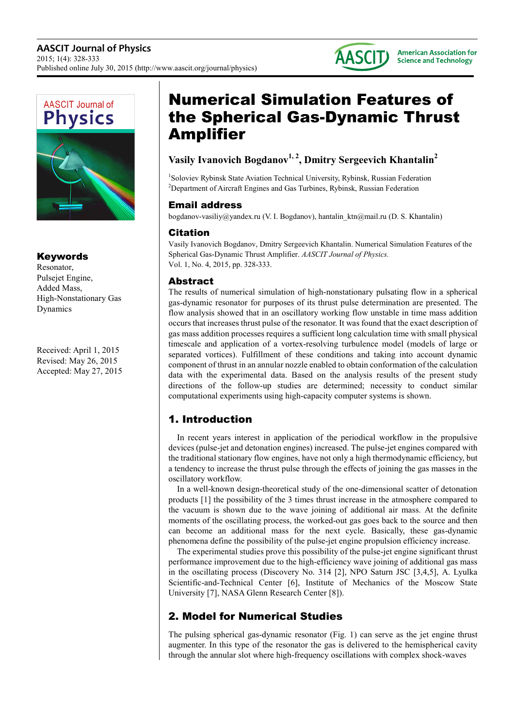# Numerical Simulation Features of the Spherical Gas-Dynamic Thrust Amplifier

**Vasily Ivanovich Bogdanov[1, 2], Dmitry Sergeevich Khantalin[2]**

[1]Soloviev Rybinsk State Aviation Technical University, Rybinsk, Russian Federation
[2]Department of Aircraft Engines and Gas Turbines, Rybinsk, Russian Federation

## Email address

bogdanov-vasiliy@yandex.ru (V. I. Bogdanov), hantalin_ktn@mail.ru (D. S. Khantalin)

## Citation

Vasily Ivanovich Bogdanov, Dmitry Sergeevich Khantalin. Numerical Simulation Features of the Spherical Gas-Dynamic Thrust Amplifier. *AASCIT Journal of Physics.* Vol. 1, No. 4, 2015, pp. 328-333.

## Keywords

Resonator,
Pulsejet Engine,
Added Mass,
High-Nonstationary Gas Dynamics

Received: April 1, 2015
Revised: May 26, 2015
Accepted: May 27, 2015

## Abstract

The results of numerical simulation of high-nonstationary pulsating flow in a spherical gas-dynamic resonator for purposes of its thrust pulse determination are presented. The flow analysis showed that in an oscillatory working flow unstable in time mass addition occurs that increases thrust pulse of the resonator. It was found that the exact description of gas mass addition processes requires a sufficient long calculation time with small physical timescale and application of a vortex-resolving turbulence model (models of large or separated vortices). Fulfillment of these conditions and taking into account dynamic component of thrust in an annular nozzle enabled to obtain conformation of the calculation data with the experimental data. Based on the analysis results of the present study directions of the follow-up studies are determined; necessity to conduct similar computational experiments using high-capacity computer systems is shown.

## 1. Introduction

In recent years interest in application of the periodical workflow in the propulsive devices (pulse-jet and detonation engines) increased. The pulse-jet engines compared with the traditional stationary flow engines, have not only a high thermodynamic efficiency, but a tendency to increase the thrust pulse through the effects of joining the gas masses in the oscillatory workflow.

In a well-known design-theoretical study of the one-dimensional scatter of detonation products [1] the possibility of the 3 times thrust increase in the atmosphere compared to the vacuum is shown due to the wave joining of additional air mass. At the definite moments of the oscillating process, the worked-out gas goes back to the source and then can become an additional mass for the next cycle. Basically, these gas-dynamic phenomena define the possibility of the pulse-jet engine propulsion efficiency increase.

The experimental studies prove this possibility of the pulse-jet engine significant thrust performance improvement due to the high-efficiency wave joining of additional gas mass in the oscillating process (Discovery No. 314 [2], NPO Saturn JSC [3,4,5], A. Lyulka Scientific-and-Technical Center [6], Institute of Mechanics of the Moscow State University [7], NASA Glenn Research Center [8]).

## 2. Model for Numerical Studies

The pulsing spherical gas-dynamic resonator (Fig. 1) can serve as the jet engine thrust augmenter. In this type of the resonator the gas is delivered to the hemispherical cavity through the annular slot where high-frequency oscillations with complex shock-waves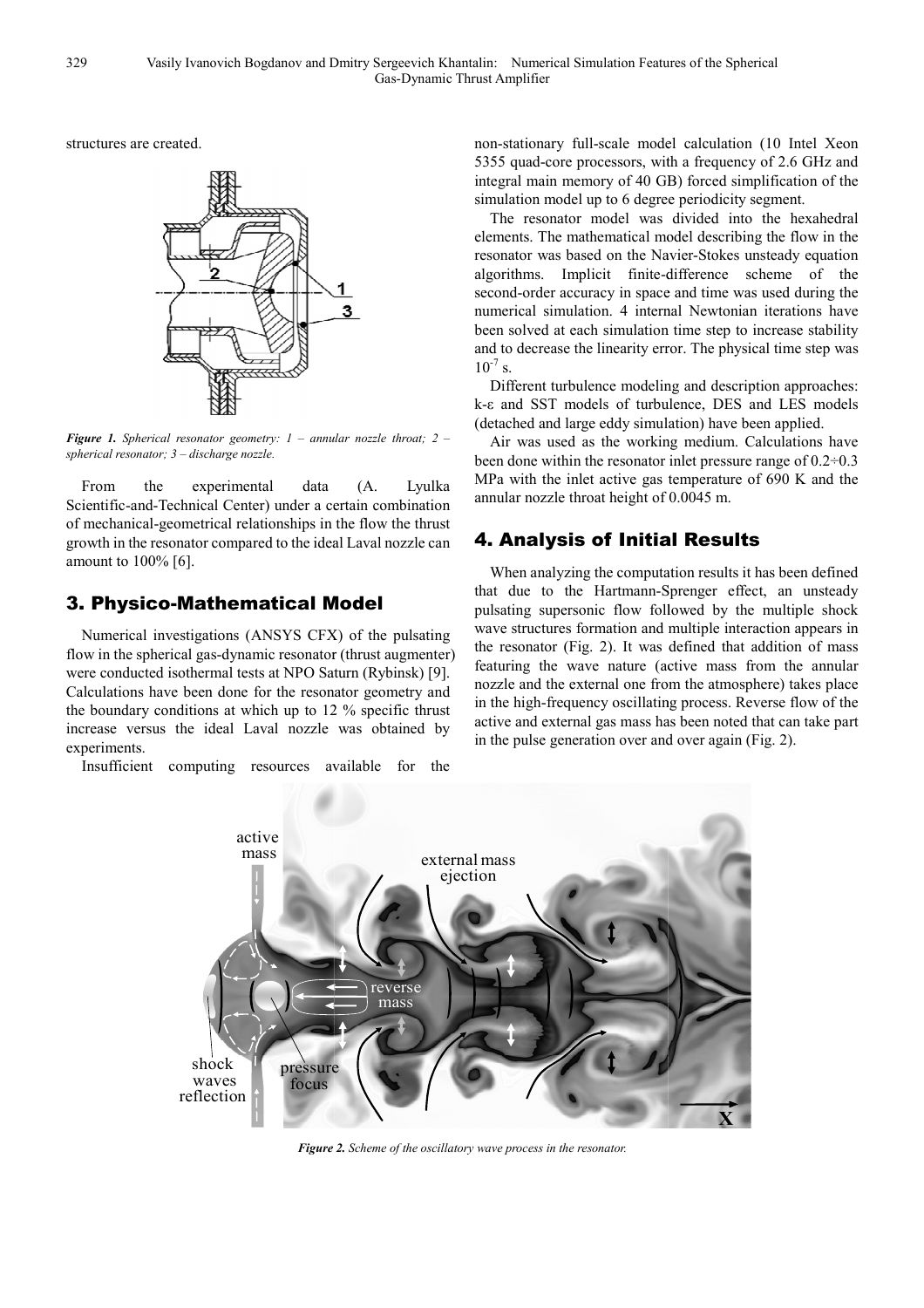structures are created.

*Figure 1. Spherical resonator geometry: 1 – annular nozzle throat; 2 – spherical resonator; 3 – discharge nozzle.*

From the experimental data (A. Lyulka Scientific-and-Technical Center) under a certain combination of mechanical-geometrical relationships in the flow the thrust growth in the resonator compared to the ideal Laval nozzle can amount to 100% [6].

## 3. Physico-Mathematical Model

Numerical investigations (ANSYS CFX) of the pulsating flow in the spherical gas-dynamic resonator (thrust augmenter) were conducted isothermal tests at NPO Saturn (Rybinsk) [9]. Calculations have been done for the resonator geometry and the boundary conditions at which up to 12 % specific thrust increase versus the ideal Laval nozzle was obtained by experiments.

Insufficient computing resources available for the non-stationary full-scale model calculation (10 Intel Xeon 5355 quad-core processors, with a frequency of 2.6 GHz and integral main memory of 40 GB) forced simplification of the simulation model up to 6 degree periodicity segment.

The resonator model was divided into the hexahedral elements. The mathematical model describing the flow in the resonator was based on the Navier-Stokes unsteady equation algorithms. Implicit finite-difference scheme of the second-order accuracy in space and time was used during the numerical simulation. 4 internal Newtonian iterations have been solved at each simulation time step to increase stability and to decrease the linearity error. The physical time step was $10^{-7}$ s.

Different turbulence modeling and description approaches: k-ε and SST models of turbulence, DES and LES models (detached and large eddy simulation) have been applied.

Air was used as the working medium. Calculations have been done within the resonator inlet pressure range of 0.2÷0.3 MPa with the inlet active gas temperature of 690 K and the annular nozzle throat height of 0.0045 m.

## 4. Analysis of Initial Results

When analyzing the computation results it has been defined that due to the Hartmann-Sprenger effect, an unsteady pulsating supersonic flow followed by the multiple shock wave structures formation and multiple interaction appears in the resonator (Fig. 2). It was defined that addition of mass featuring the wave nature (active mass from the annular nozzle and the external one from the atmosphere) takes place in the high-frequency oscillating process. Reverse flow of the active and external gas mass has been noted that can take part in the pulse generation over and over again (Fig. 2).

*Figure 2. Scheme of the oscillatory wave process in the resonator.*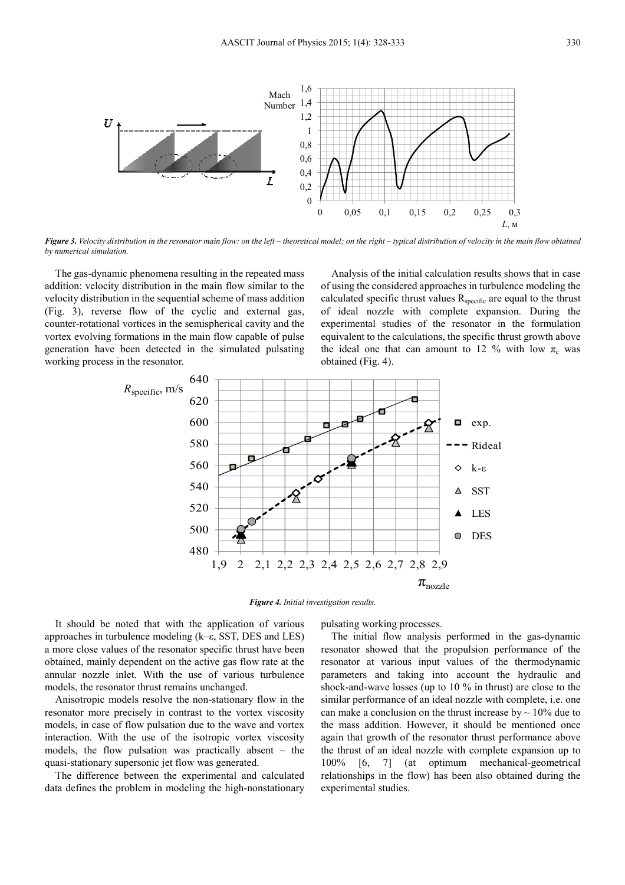*Figure 3. Velocity distribution in the resonator main flow: on the left – theoretical model; on the right – typical distribution of velocity in the main flow obtained by numerical simulation.*

The gas-dynamic phenomena resulting in the repeated mass addition: velocity distribution in the main flow similar to the velocity distribution in the sequential scheme of mass addition (Fig. 3), reverse flow of the cyclic and external gas, counter-rotational vortices in the semispherical cavity and the vortex evolving formations in the main flow capable of pulse generation have been detected in the simulated pulsating working process in the resonator.

Analysis of the initial calculation results shows that in case of using the considered approaches in turbulence modeling the calculated specific thrust values $R_{specific}$ are equal to the thrust of ideal nozzle with complete expansion. During the experimental studies of the resonator in the formulation equivalent to the calculations, the specific thrust growth above the ideal one that can amount to 12 % with low $\pi_c$ was obtained (Fig. 4).

*Figure 4. Initial investigation results.*

It should be noted that with the application of various approaches in turbulence modeling (k–ε, SST, DES and LES) a more close values of the resonator specific thrust have been obtained, mainly dependent on the active gas flow rate at the annular nozzle inlet. With the use of various turbulence models, the resonator thrust remains unchanged.

Anisotropic models resolve the non-stationary flow in the resonator more precisely in contrast to the vortex viscosity models, in case of flow pulsation due to the wave and vortex interaction. With the use of the isotropic vortex viscosity models, the flow pulsation was practically absent – the quasi-stationary supersonic jet flow was generated.

The difference between the experimental and calculated data defines the problem in modeling the high-nonstationary pulsating working processes.

The initial flow analysis performed in the gas-dynamic resonator showed that the propulsion performance of the resonator at various input values of the thermodynamic parameters and taking into account the hydraulic and shock-and-wave losses (up to 10 % in thrust) are close to the similar performance of an ideal nozzle with complete, i.e. one can make a conclusion on the thrust increase by ~ 10% due to the mass addition. However, it should be mentioned once again that growth of the resonator thrust performance above the thrust of an ideal nozzle with complete expansion up to 100% [6, 7] (at optimum mechanical-geometrical relationships in the flow) has been also obtained during the experimental studies.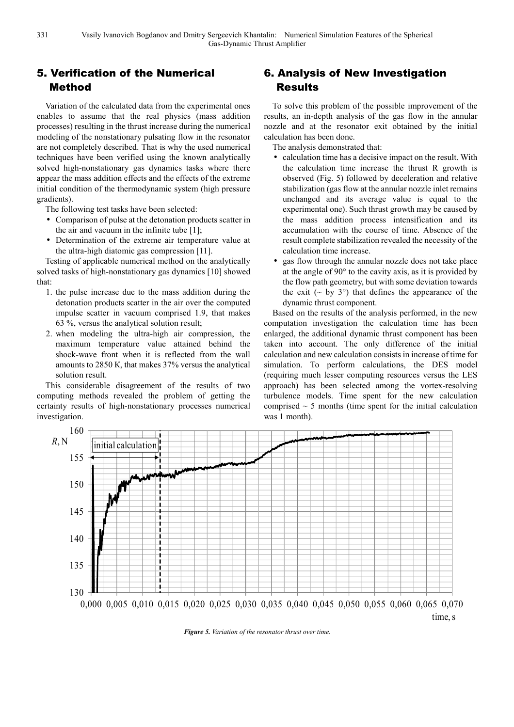## 5. Verification of the Numerical Method

Variation of the calculated data from the experimental ones enables to assume that the real physics (mass addition processes) resulting in the thrust increase during the numerical modeling of the nonstationary pulsating flow in the resonator are not completely described. That is why the used numerical techniques have been verified using the known analytically solved high-nonstationary gas dynamics tasks where there appear the mass addition effects and the effects of the extreme initial condition of the thermodynamic system (high pressure gradients).

The following test tasks have been selected:

- Comparison of pulse at the detonation products scatter in the air and vacuum in the infinite tube [1];
- Determination of the extreme air temperature value at the ultra-high diatomic gas compression [11].

Testing of applicable numerical method on the analytically solved tasks of high-nonstationary gas dynamics [10] showed that:

1. the pulse increase due to the mass addition during the detonation products scatter in the air over the computed impulse scatter in vacuum comprised 1.9, that makes 63 %, versus the analytical solution result;
2. when modeling the ultra-high air compression, the maximum temperature value attained behind the shock-wave front when it is reflected from the wall amounts to 2850 K, that makes 37% versus the analytical solution result.

This considerable disagreement of the results of two computing methods revealed the problem of getting the certainty results of high-nonstationary processes numerical investigation.

## 6. Analysis of New Investigation Results

To solve this problem of the possible improvement of the results, an in-depth analysis of the gas flow in the annular nozzle and at the resonator exit obtained by the initial calculation has been done.

The analysis demonstrated that:

- calculation time has a decisive impact on the result. With the calculation time increase the thrust R growth is observed (Fig. 5) followed by deceleration and relative stabilization (gas flow at the annular nozzle inlet remains unchanged and its average value is equal to the experimental one). Such thrust growth may be caused by the mass addition process intensification and its accumulation with the course of time. Absence of the result complete stabilization revealed the necessity of the calculation time increase.
- gas flow through the annular nozzle does not take place at the angle of 90° to the cavity axis, as it is provided by the flow path geometry, but with some deviation towards the exit (~ by 3°) that defines the appearance of the dynamic thrust component.

Based on the results of the analysis performed, in the new computation investigation the calculation time has been enlarged, the additional dynamic thrust component has been taken into account. The only difference of the initial calculation and new calculation consists in increase of time for simulation. To perform calculations, the DES model (requiring much lesser computing resources versus the LES approach) has been selected among the vortex-resolving turbulence models. Time spent for the new calculation comprised ~ 5 months (time spent for the initial calculation was 1 month).

*Figure 5. Variation of the resonator thrust over time.*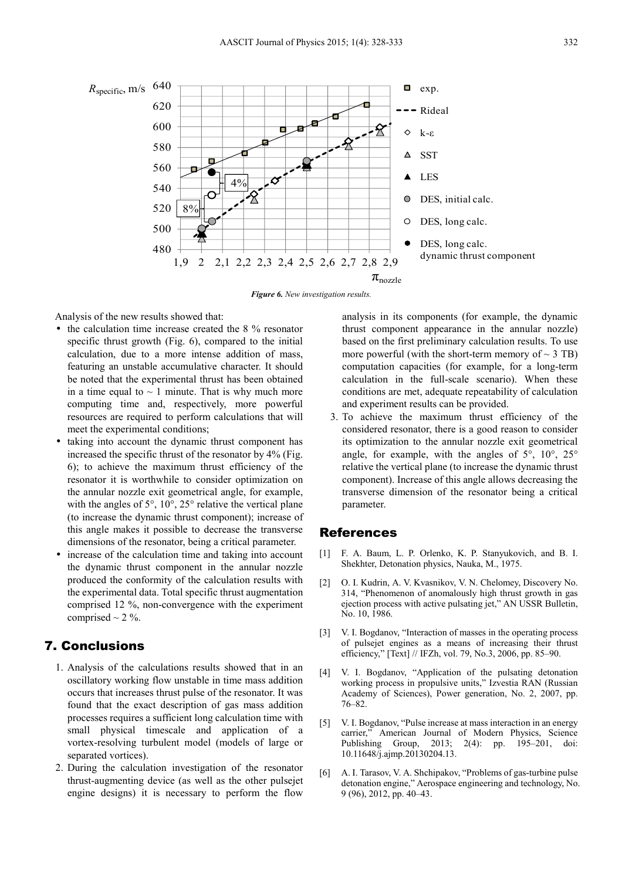*Figure 6. New investigation results.*

Analysis of the new results showed that:

- the calculation time increase created the 8 % resonator specific thrust growth (Fig. 6), compared to the initial calculation, due to a more intense addition of mass, featuring an unstable accumulative character. It should be noted that the experimental thrust has been obtained in a time equal to ~ 1 minute. That is why much more computing time and, respectively, more powerful resources are required to perform calculations that will meet the experimental conditions;
- taking into account the dynamic thrust component has increased the specific thrust of the resonator by 4% (Fig. 6); to achieve the maximum thrust efficiency of the resonator it is worthwhile to consider optimization on the annular nozzle exit geometrical angle, for example, with the angles of 5°, 10°, 25° relative the vertical plane (to increase the dynamic thrust component); increase of this angle makes it possible to decrease the transverse dimensions of the resonator, being a critical parameter.
- increase of the calculation time and taking into account the dynamic thrust component in the annular nozzle produced the conformity of the calculation results with the experimental data. Total specific thrust augmentation comprised 12 %, non-convergence with the experiment comprised ~ 2 %.

## 7. Conclusions

1. Analysis of the calculations results showed that in an oscillatory working flow unstable in time mass addition occurs that increases thrust pulse of the resonator. It was found that the exact description of gas mass addition processes requires a sufficient long calculation time with small physical timescale and application of a vortex-resolving turbulent model (models of large or separated vortices).
2. During the calculation investigation of the resonator thrust-augmenting device (as well as the other pulsejet engine designs) it is necessary to perform the flow analysis in its components (for example, the dynamic thrust component appearance in the annular nozzle) based on the first preliminary calculation results. To use more powerful (with the short-term memory of ~ 3 TB) computation capacities (for example, for a long-term calculation in the full-scale scenario). When these conditions are met, adequate repeatability of calculation and experiment results can be provided.
3. To achieve the maximum thrust efficiency of the considered resonator, there is a good reason to consider its optimization to the annular nozzle exit geometrical angle, for example, with the angles of 5°, 10°, 25° relative the vertical plane (to increase the dynamic thrust component). Increase of this angle allows decreasing the transverse dimension of the resonator being a critical parameter.

## References

[1] F. A. Baum, L. P. Orlenko, K. P. Stanyukovich, and B. I. Shekhter, Detonation physics, Nauka, M., 1975.

[2] O. I. Kudrin, A. V. Kvasnikov, V. N. Chelomey, Discovery No. 314, "Phenomenon of anomalously high thrust growth in gas ejection process with active pulsating jet," AN USSR Bulletin, No. 10, 1986.

[3] V. I. Bogdanov, "Interaction of masses in the operating process of pulsejet engines as a means of increasing their thrust efficiency," [Text] // IFZh, vol. 79, No.3, 2006, pp. 85–90.

[4] V. I. Bogdanov, "Application of the pulsating detonation working process in propulsive units," Izvestia RAN (Russian Academy of Sciences), Power generation, No. 2, 2007, pp. 76–82.

[5] V. I. Bogdanov, "Pulse increase at mass interaction in an energy carrier," American Journal of Modern Physics, Science Publishing Group, 2013; 2(4): pp. 195–201, doi: 10.11648/j.ajmp.20130204.13.

[6] A. I. Tarasov, V. A. Shchipakov, "Problems of gas-turbine pulse detonation engine," Aerospace engineering and technology, No. 9 (96), 2012, pp. 40–43.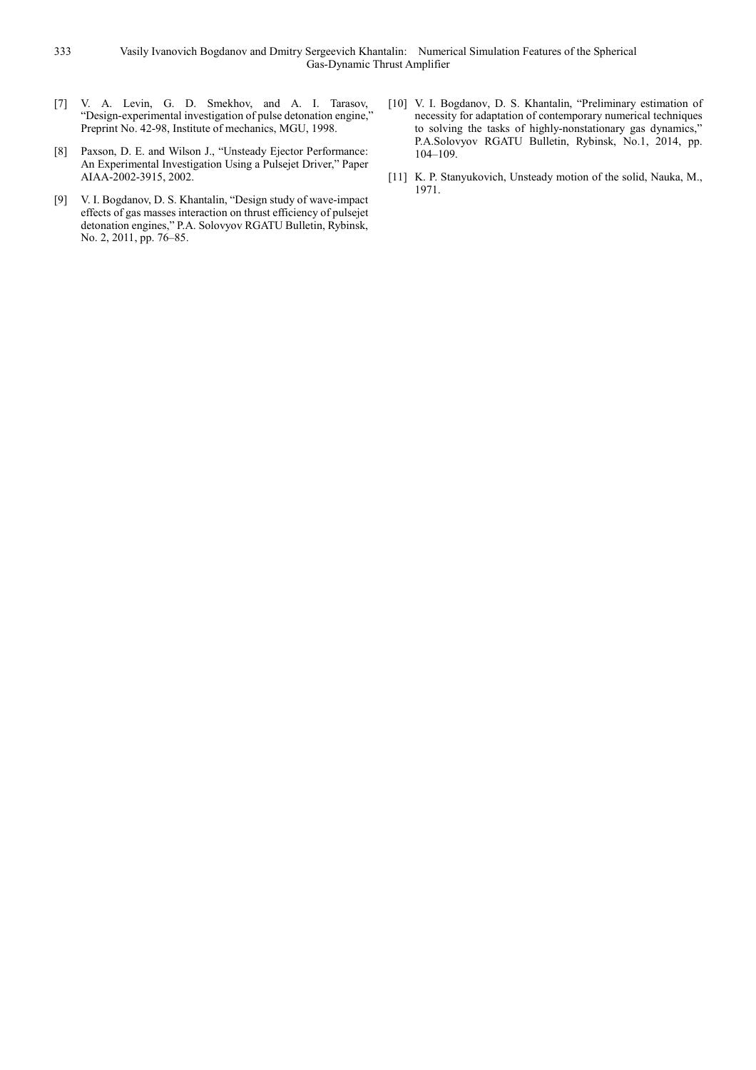[7] V. A. Levin, G. D. Smekhov, and A. I. Tarasov, "Design-experimental investigation of pulse detonation engine," Preprint No. 42-98, Institute of mechanics, MGU, 1998.

[8] Paxson, D. E. and Wilson J., "Unsteady Ejector Performance: An Experimental Investigation Using a Pulsejet Driver," Paper AIAA-2002-3915, 2002.

[9] V. I. Bogdanov, D. S. Khantalin, "Design study of wave-impact effects of gas masses interaction on thrust efficiency of pulsejet detonation engines," P.A. Solovyov RGATU Bulletin, Rybinsk, No. 2, 2011, pp. 76–85.

[10] V. I. Bogdanov, D. S. Khantalin, "Preliminary estimation of necessity for adaptation of contemporary numerical techniques to solving the tasks of highly-nonstationary gas dynamics," P.A.Solovyov RGATU Bulletin, Rybinsk, No.1, 2014, pp. 104–109.

[11] K. P. Stanyukovich, Unsteady motion of the solid, Nauka, M., 1971.